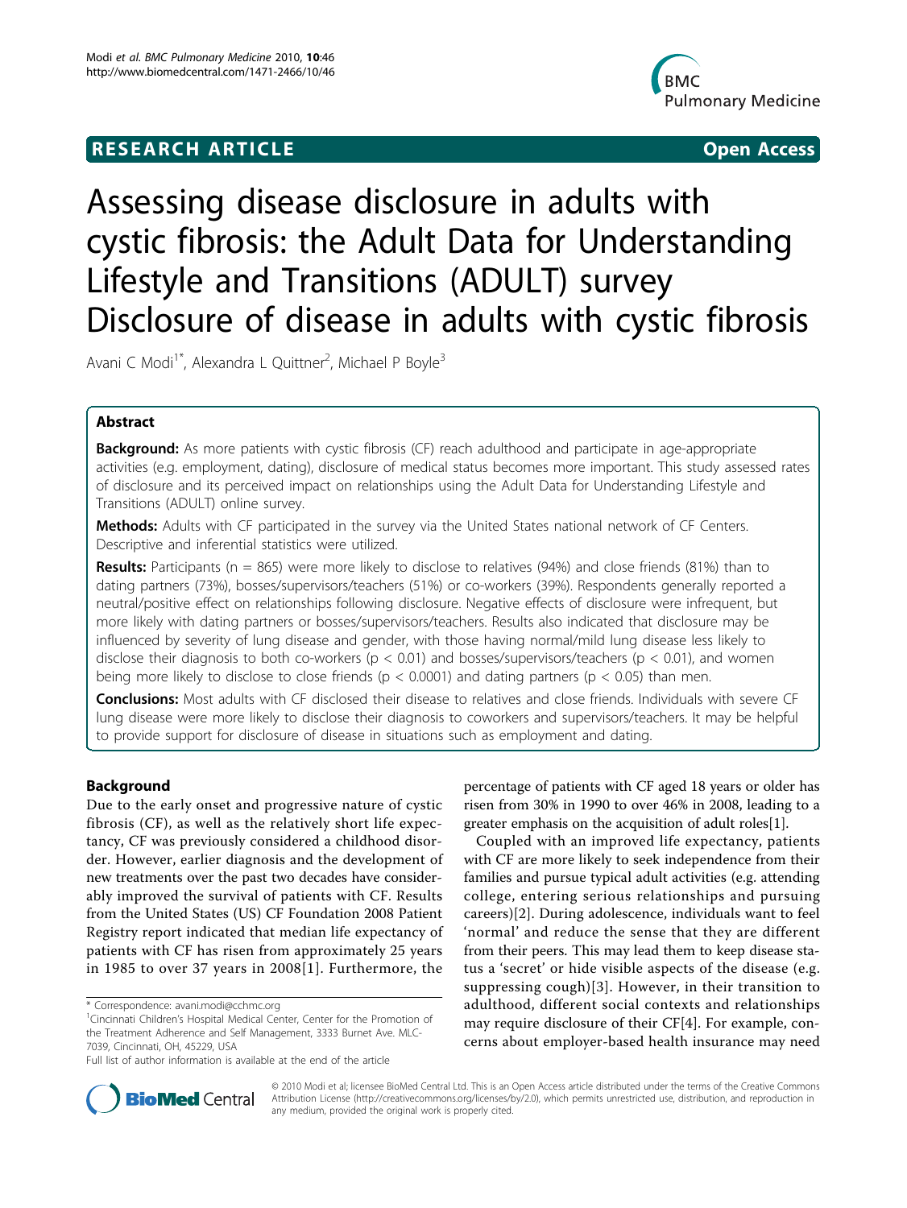# RESEARCH ARTICLE

**Open Access**

# Assessing disease disclosure in adults with cystic fibrosis: the Adult Data for Understanding Lifestyle and Transitions (ADULT) survey Disclosure of disease in adults with cystic fibrosis

Avani C Modi[1*], Alexandra L Quittner[2], Michael P Boyle[3]

## Abstract

**Background:** As more patients with cystic fibrosis (CF) reach adulthood and participate in age-appropriate activities (e.g. employment, dating), disclosure of medical status becomes more important. This study assessed rates of disclosure and its perceived impact on relationships using the Adult Data for Understanding Lifestyle and Transitions (ADULT) online survey.

**Methods:** Adults with CF participated in the survey via the United States national network of CF Centers. Descriptive and inferential statistics were utilized.

**Results:** Participants (n = 865) were more likely to disclose to relatives (94%) and close friends (81%) than to dating partners (73%), bosses/supervisors/teachers (51%) or co-workers (39%). Respondents generally reported a neutral/positive effect on relationships following disclosure. Negative effects of disclosure were infrequent, but more likely with dating partners or bosses/supervisors/teachers. Results also indicated that disclosure may be influenced by severity of lung disease and gender, with those having normal/mild lung disease less likely to disclose their diagnosis to both co-workers ($p < 0.01$) and bosses/supervisors/teachers ($p < 0.01$), and women being more likely to disclose to close friends ($p < 0.0001$) and dating partners ($p < 0.05$) than men.

**Conclusions:** Most adults with CF disclosed their disease to relatives and close friends. Individuals with severe CF lung disease were more likely to disclose their diagnosis to coworkers and supervisors/teachers. It may be helpful to provide support for disclosure of disease in situations such as employment and dating.

## Background

Due to the early onset and progressive nature of cystic fibrosis (CF), as well as the relatively short life expectancy, CF was previously considered a childhood disorder. However, earlier diagnosis and the development of new treatments over the past two decades have considerably improved the survival of patients with CF. Results from the United States (US) CF Foundation 2008 Patient Registry report indicated that median life expectancy of patients with CF has risen from approximately 25 years in 1985 to over 37 years in 2008[1]. Furthermore, the percentage of patients with CF aged 18 years or older has risen from 30% in 1990 to over 46% in 2008, leading to a greater emphasis on the acquisition of adult roles[1].

Coupled with an improved life expectancy, patients with CF are more likely to seek independence from their families and pursue typical adult activities (e.g. attending college, entering serious relationships and pursuing careers)[2]. During adolescence, individuals want to feel 'normal' and reduce the sense that they are different from their peers. This may lead them to keep disease status a 'secret' or hide visible aspects of the disease (e.g. suppressing cough)[3]. However, in their transition to adulthood, different social contexts and relationships may require disclosure of their CF[4]. For example, concerns about employer-based health insurance may need

\* Correspondence: avani.modi@cchmc.org

[1]Cincinnati Children's Hospital Medical Center, Center for the Promotion of the Treatment Adherence and Self Management, 3333 Burnet Ave. MLC-7039, Cincinnati, OH, 45229, USA

Full list of author information is available at the end of the article

© 2010 Modi et al; licensee BioMed Central Ltd. This is an Open Access article distributed under the terms of the Creative Commons Attribution License (http://creativecommons.org/licenses/by/2.0), which permits unrestricted use, distribution, and reproduction in any medium, provided the original work is properly cited.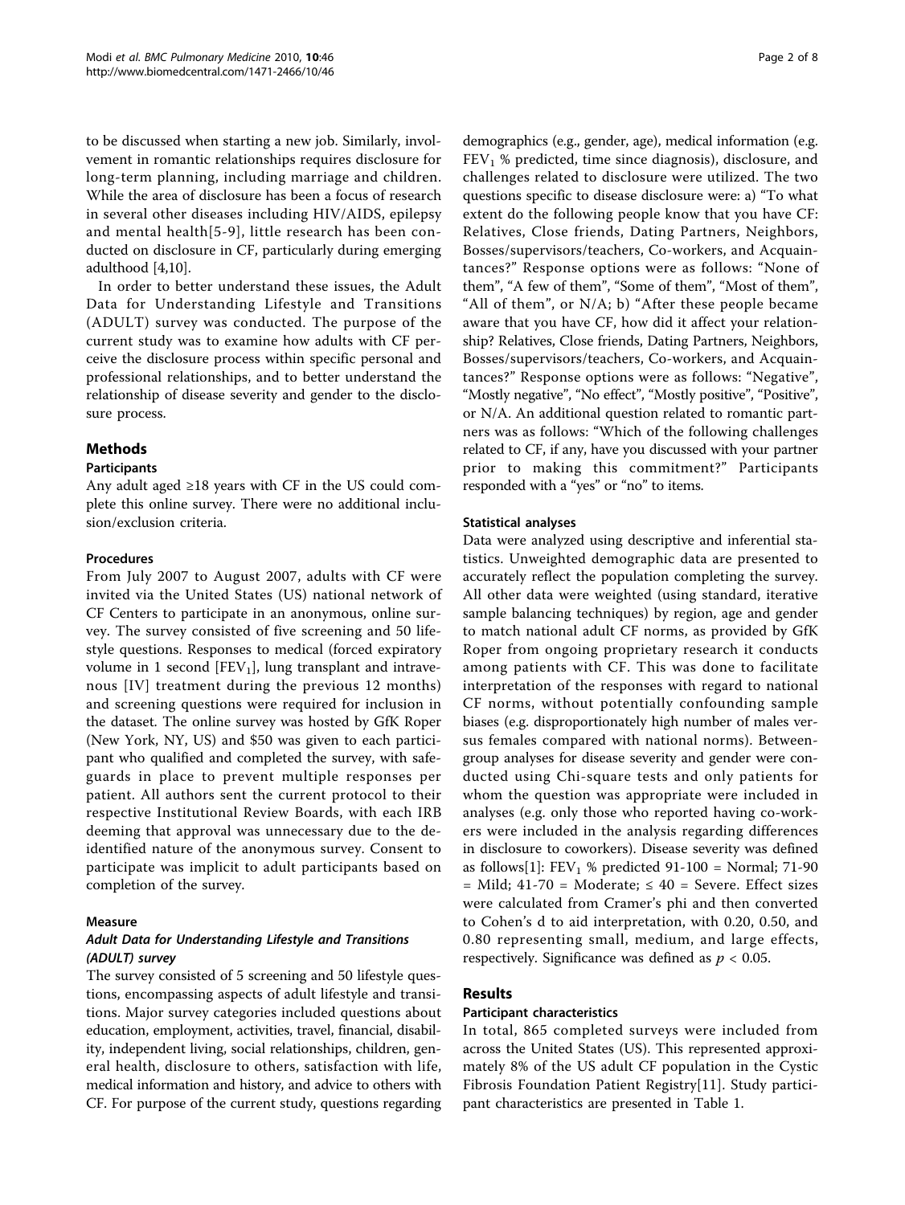to be discussed when starting a new job. Similarly, involvement in romantic relationships requires disclosure for long-term planning, including marriage and children. While the area of disclosure has been a focus of research in several other diseases including HIV/AIDS, epilepsy and mental health[5-9], little research has been conducted on disclosure in CF, particularly during emerging adulthood [4,10].

In order to better understand these issues, the Adult Data for Understanding Lifestyle and Transitions (ADULT) survey was conducted. The purpose of the current study was to examine how adults with CF perceive the disclosure process within specific personal and professional relationships, and to better understand the relationship of disease severity and gender to the disclosure process.

## Methods

### Participants

Any adult aged ≥18 years with CF in the US could complete this online survey. There were no additional inclusion/exclusion criteria.

### Procedures

From July 2007 to August 2007, adults with CF were invited via the United States (US) national network of CF Centers to participate in an anonymous, online survey. The survey consisted of five screening and 50 lifestyle questions. Responses to medical (forced expiratory volume in 1 second [$FEV_1$], lung transplant and intravenous [IV] treatment during the previous 12 months) and screening questions were required for inclusion in the dataset. The online survey was hosted by GfK Roper (New York, NY, US) and $50 was given to each participant who qualified and completed the survey, with safeguards in place to prevent multiple responses per patient. All authors sent the current protocol to their respective Institutional Review Boards, with each IRB deeming that approval was unnecessary due to the de-identified nature of the anonymous survey. Consent to participate was implicit to adult participants based on completion of the survey.

### Measure

#### *Adult Data for Understanding Lifestyle and Transitions (ADULT) survey*

The survey consisted of 5 screening and 50 lifestyle questions, encompassing aspects of adult lifestyle and transitions. Major survey categories included questions about education, employment, activities, travel, financial, disability, independent living, social relationships, children, general health, disclosure to others, satisfaction with life, medical information and history, and advice to others with CF. For purpose of the current study, questions regarding demographics (e.g., gender, age), medical information (e.g. $FEV_1$ % predicted, time since diagnosis), disclosure, and challenges related to disclosure were utilized. The two questions specific to disease disclosure were: a) "To what extent do the following people know that you have CF: Relatives, Close friends, Dating Partners, Neighbors, Bosses/supervisors/teachers, Co-workers, and Acquaintances?" Response options were as follows: "None of them", "A few of them", "Some of them", "Most of them", "All of them", or N/A; b) "After these people became aware that you have CF, how did it affect your relationship? Relatives, Close friends, Dating Partners, Neighbors, Bosses/supervisors/teachers, Co-workers, and Acquaintances?" Response options were as follows: "Negative", "Mostly negative", "No effect", "Mostly positive", "Positive", or N/A. An additional question related to romantic partners was as follows: "Which of the following challenges related to CF, if any, have you discussed with your partner prior to making this commitment?" Participants responded with a "yes" or "no" to items.

### Statistical analyses

Data were analyzed using descriptive and inferential statistics. Unweighted demographic data are presented to accurately reflect the population completing the survey. All other data were weighted (using standard, iterative sample balancing techniques) by region, age and gender to match national adult CF norms, as provided by GfK Roper from ongoing proprietary research it conducts among patients with CF. This was done to facilitate interpretation of the responses with regard to national CF norms, without potentially confounding sample biases (e.g. disproportionately high number of males versus females compared with national norms). Between-group analyses for disease severity and gender were conducted using Chi-square tests and only patients for whom the question was appropriate were included in analyses (e.g. only those who reported having co-workers were included in the analysis regarding differences in disclosure to coworkers). Disease severity was defined as follows[1]: $FEV_1$ % predicted 91-100 = Normal; 71-90 = Mild; 41-70 = Moderate; ≤ 40 = Severe. Effect sizes were calculated from Cramer's phi and then converted to Cohen's d to aid interpretation, with 0.20, 0.50, and 0.80 representing small, medium, and large effects, respectively. Significance was defined as $p < 0.05$.

## Results

### Participant characteristics

In total, 865 completed surveys were included from across the United States (US). This represented approximately 8% of the US adult CF population in the Cystic Fibrosis Foundation Patient Registry[11]. Study participant characteristics are presented in Table 1.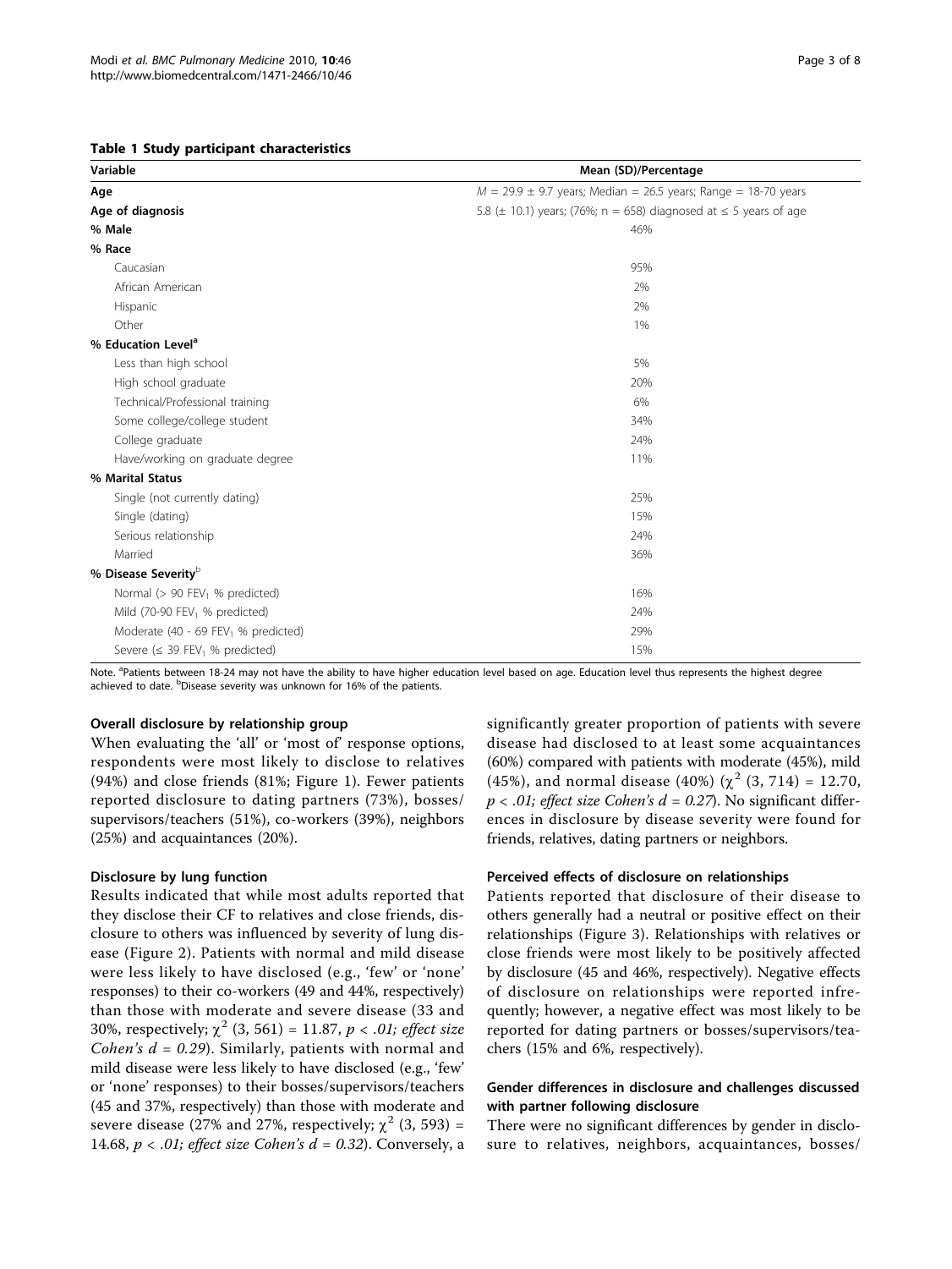**Table 1 Study participant characteristics**

| Variable | Mean (SD)/Percentage |
|---|---|
| **Age** | $M = 29.9 \pm 9.7$ years; Median = 26.5 years; Range = 18-70 years |
| **Age of diagnosis** | 5.8 ($\pm$ 10.1) years; (76%; n = 658) diagnosed at $\leq$ 5 years of age |
| **% Male** | 46% |
| **% Race** | |
| Caucasian | 95% |
| African American | 2% |
| Hispanic | 2% |
| Other | 1% |
| **% Education Level**[a] | |
| Less than high school | 5% |
| High school graduate | 20% |
| Technical/Professional training | 6% |
| Some college/college student | 34% |
| College graduate | 24% |
| Have/working on graduate degree | 11% |
| **% Marital Status** | |
| Single (not currently dating) | 25% |
| Single (dating) | 15% |
| Serious relationship | 24% |
| Married | 36% |
| **% Disease Severity**[b] | |
| Normal (> 90 $FEV_1$ % predicted) | 16% |
| Mild (70-90 $FEV_1$ % predicted) | 24% |
| Moderate (40 - 69 $FEV_1$ % predicted) | 29% |
| Severe ($\leq$ 39 $FEV_1$ % predicted) | 15% |

Note. [a]Patients between 18-24 may not have the ability to have higher education level based on age. Education level thus represents the highest degree achieved to date. [b]Disease severity was unknown for 16% of the patients.

### Overall disclosure by relationship group

When evaluating the 'all' or 'most of' response options, respondents were most likely to disclose to relatives (94%) and close friends (81%; Figure 1). Fewer patients reported disclosure to dating partners (73%), bosses/supervisors/teachers (51%), co-workers (39%), neighbors (25%) and acquaintances (20%).

### Disclosure by lung function

Results indicated that while most adults reported that they disclose their CF to relatives and close friends, disclosure to others was influenced by severity of lung disease (Figure 2). Patients with normal and mild disease were less likely to have disclosed (e.g., 'few' or 'none' responses) to their co-workers (49 and 44%, respectively) than those with moderate and severe disease (33 and 30%, respectively; $\chi^2$ (3, 561) = 11.87, $p < .01$; *effect size Cohen's* $d = 0.29$). Similarly, patients with normal and mild disease were less likely to have disclosed (e.g., 'few' or 'none' responses) to their bosses/supervisors/teachers (45 and 37%, respectively) than those with moderate and severe disease (27% and 27%, respectively; $\chi^2$ (3, 593) = 14.68, $p < .01$; *effect size Cohen's* $d = 0.32$). Conversely, a significantly greater proportion of patients with severe disease had disclosed to at least some acquaintances (60%) compared with patients with moderate (45%), mild (45%), and normal disease (40%) ($\chi^2$ (3, 714) = 12.70, $p < .01$; *effect size Cohen's* $d = 0.27$). No significant differences in disclosure by disease severity were found for friends, relatives, dating partners or neighbors.

### Perceived effects of disclosure on relationships

Patients reported that disclosure of their disease to others generally had a neutral or positive effect on their relationships (Figure 3). Relationships with relatives or close friends were most likely to be positively affected by disclosure (45 and 46%, respectively). Negative effects of disclosure on relationships were reported infrequently; however, a negative effect was most likely to be reported for dating partners or bosses/supervisors/teachers (15% and 6%, respectively).

### Gender differences in disclosure and challenges discussed with partner following disclosure

There were no significant differences by gender in disclosure to relatives, neighbors, acquaintances, bosses/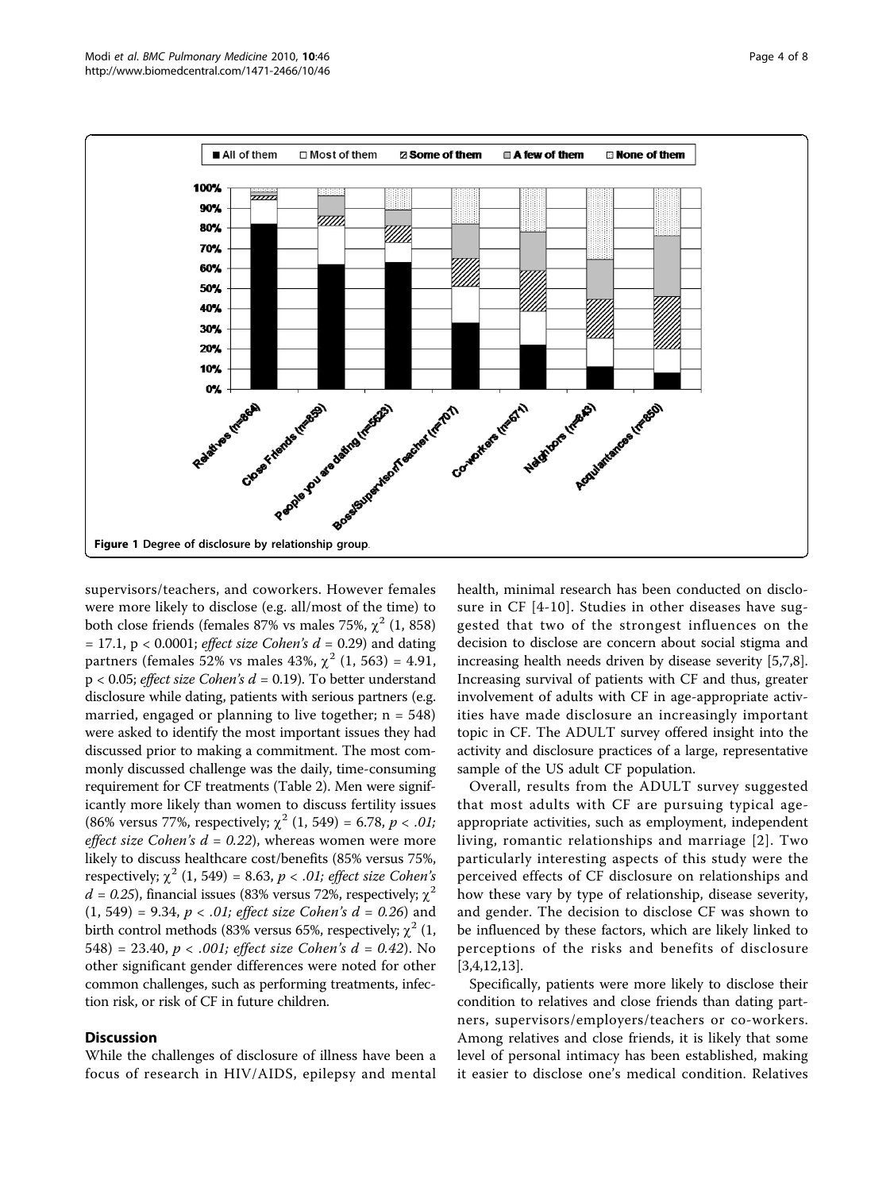Figure 1 Degree of disclosure by relationship group.

supervisors/teachers, and coworkers. However females were more likely to disclose (e.g. all/most of the time) to both close friends (females 87% vs males 75%, $\chi^2$ (1, 858) = 17.1, p < 0.0001; *effect size Cohen's d* = 0.29) and dating partners (females 52% vs males 43%, $\chi^2$ (1, 563) = 4.91, p < 0.05; *effect size Cohen's d* = 0.19). To better understand disclosure while dating, patients with serious partners (e.g. married, engaged or planning to live together; n = 548) were asked to identify the most important issues they had discussed prior to making a commitment. The most commonly discussed challenge was the daily, time-consuming requirement for CF treatments (Table 2). Men were significantly more likely than women to discuss fertility issues (86% versus 77%, respectively; $\chi^2$ (1, 549) = 6.78, *p < .01; effect size Cohen's d = 0.22*), whereas women were more likely to discuss healthcare cost/benefits (85% versus 75%, respectively; $\chi^2$ (1, 549) = 8.63, *p < .01; effect size Cohen's d = 0.25*), financial issues (83% versus 72%, respectively; $\chi^2$ (1, 549) = 9.34, *p < .01; effect size Cohen's d = 0.26*) and birth control methods (83% versus 65%, respectively; $\chi^2$ (1, 548) = 23.40, *p < .001; effect size Cohen's d = 0.42*). No other significant gender differences were noted for other common challenges, such as performing treatments, infection risk, or risk of CF in future children.

## Discussion

While the challenges of disclosure of illness have been a focus of research in HIV/AIDS, epilepsy and mental health, minimal research has been conducted on disclosure in CF [4-10]. Studies in other diseases have suggested that two of the strongest influences on the decision to disclose are concern about social stigma and increasing health needs driven by disease severity [5,7,8]. Increasing survival of patients with CF and thus, greater involvement of adults with CF in age-appropriate activities have made disclosure an increasingly important topic in CF. The ADULT survey offered insight into the activity and disclosure practices of a large, representative sample of the US adult CF population.

Overall, results from the ADULT survey suggested that most adults with CF are pursuing typical age-appropriate activities, such as employment, independent living, romantic relationships and marriage [2]. Two particularly interesting aspects of this study were the perceived effects of CF disclosure on relationships and how these vary by type of relationship, disease severity, and gender. The decision to disclose CF was shown to be influenced by these factors, which are likely linked to perceptions of the risks and benefits of disclosure [3,4,12,13].

Specifically, patients were more likely to disclose their condition to relatives and close friends than dating partners, supervisors/employers/teachers or co-workers. Among relatives and close friends, it is likely that some level of personal intimacy has been established, making it easier to disclose one's medical condition. Relatives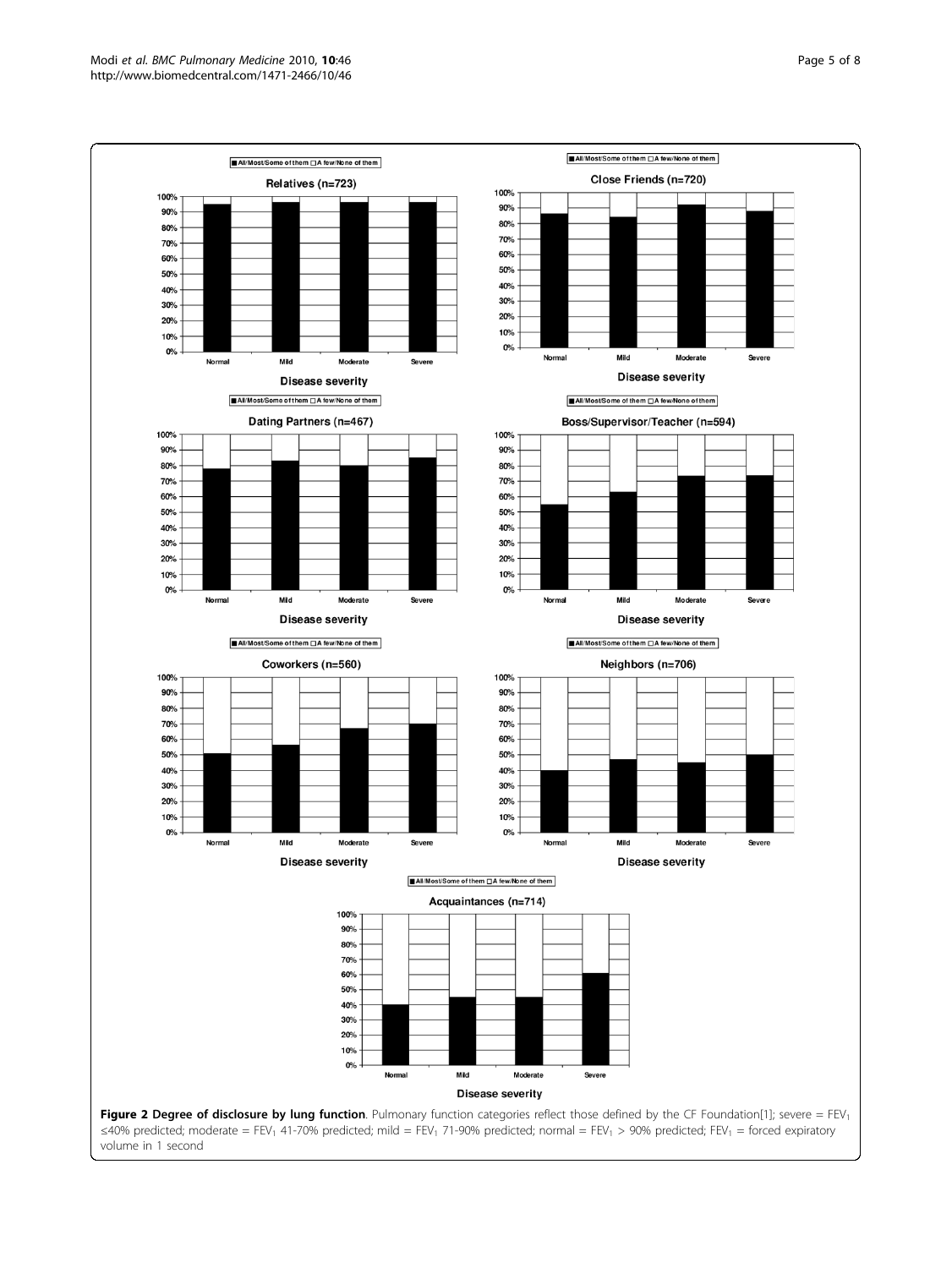**Figure 2 Degree of disclosure by lung function**. Pulmonary function categories reflect those defined by the CF Foundation[1]; severe = $FEV_1$ ≤40% predicted; moderate = $FEV_1$ 41-70% predicted; mild = $FEV_1$ 71-90% predicted; normal = $FEV_1$ > 90% predicted; $FEV_1$ = forced expiratory volume in 1 second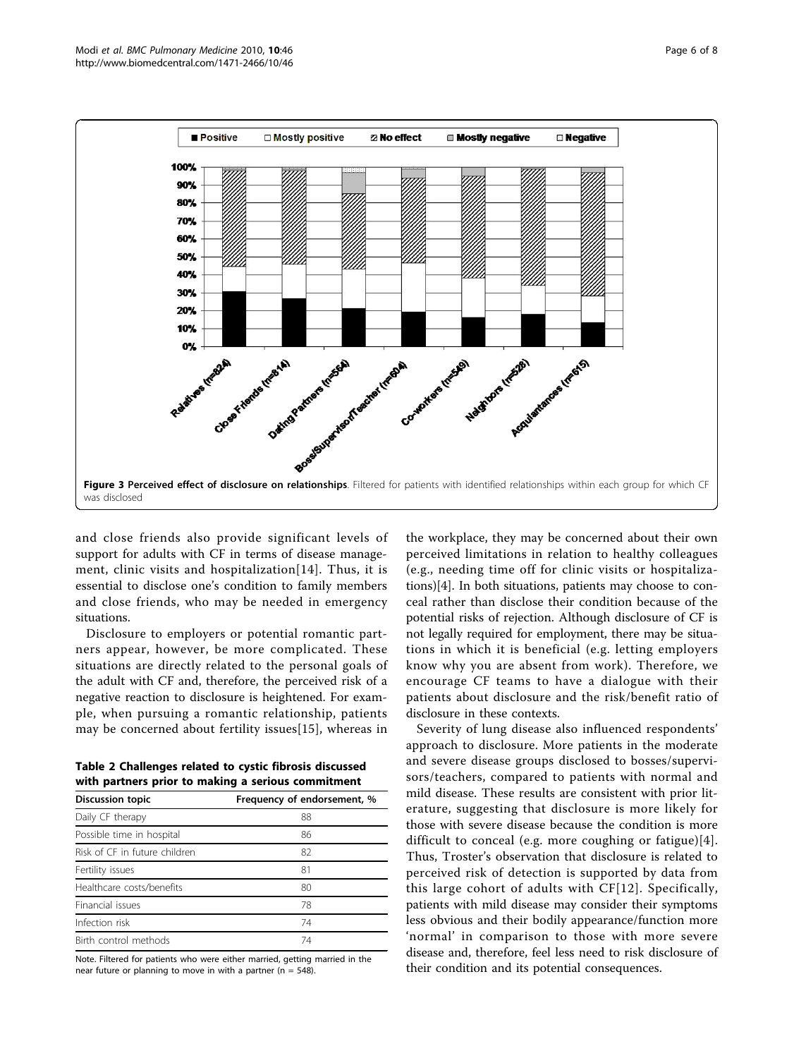Positive
Mostly positive
No effect
Mostly negative
Negative

100%
90%
80%
70%
60%
50%
40%
30%
20%
10%
0%

Relatives (n=824)
Close Friends (n=814)
Dating Partners (n=564)
Boss/Supervisor/Teacher (n=604)
Co-workers (n=549)
Neighbors (n=528)
Acquaintances (n=615)

**Figure 3 Perceived effect of disclosure on relationships**. Filtered for patients with identified relationships within each group for which CF was disclosed

and close friends also provide significant levels of support for adults with CF in terms of disease management, clinic visits and hospitalization[14]. Thus, it is essential to disclose one's condition to family members and close friends, who may be needed in emergency situations.

Disclosure to employers or potential romantic partners appear, however, be more complicated. These situations are directly related to the personal goals of the adult with CF and, therefore, the perceived risk of a negative reaction to disclosure is heightened. For example, when pursuing a romantic relationship, patients may be concerned about fertility issues[15], whereas in the workplace, they may be concerned about their own perceived limitations in relation to healthy colleagues (e.g., needing time off for clinic visits or hospitalizations)[4]. In both situations, patients may choose to conceal rather than disclose their condition because of the potential risks of rejection. Although disclosure of CF is not legally required for employment, there may be situations in which it is beneficial (e.g. letting employers know why you are absent from work). Therefore, we encourage CF teams to have a dialogue with their patients about disclosure and the risk/benefit ratio of disclosure in these contexts.

Severity of lung disease also influenced respondents' approach to disclosure. More patients in the moderate and severe disease groups disclosed to bosses/supervisors/teachers, compared to patients with normal and mild disease. These results are consistent with prior literature, suggesting that disclosure is more likely for those with severe disease because the condition is more difficult to conceal (e.g. more coughing or fatigue)[4]. Thus, Troster's observation that disclosure is related to perceived risk of detection is supported by data from this large cohort of adults with CF[12]. Specifically, patients with mild disease may consider their symptoms less obvious and their bodily appearance/function more 'normal' in comparison to those with more severe disease and, therefore, feel less need to risk disclosure of their condition and its potential consequences.

**Table 2 Challenges related to cystic fibrosis discussed with partners prior to making a serious commitment**

| Discussion topic | Frequency of endorsement, % |
| --- | --- |
| Daily CF therapy | 88 |
| Possible time in hospital | 86 |
| Risk of CF in future children | 82 |
| Fertility issues | 81 |
| Healthcare costs/benefits | 80 |
| Financial issues | 78 |
| Infection risk | 74 |
| Birth control methods | 74 |

Note. Filtered for patients who were either married, getting married in the near future or planning to move in with a partner (n = 548).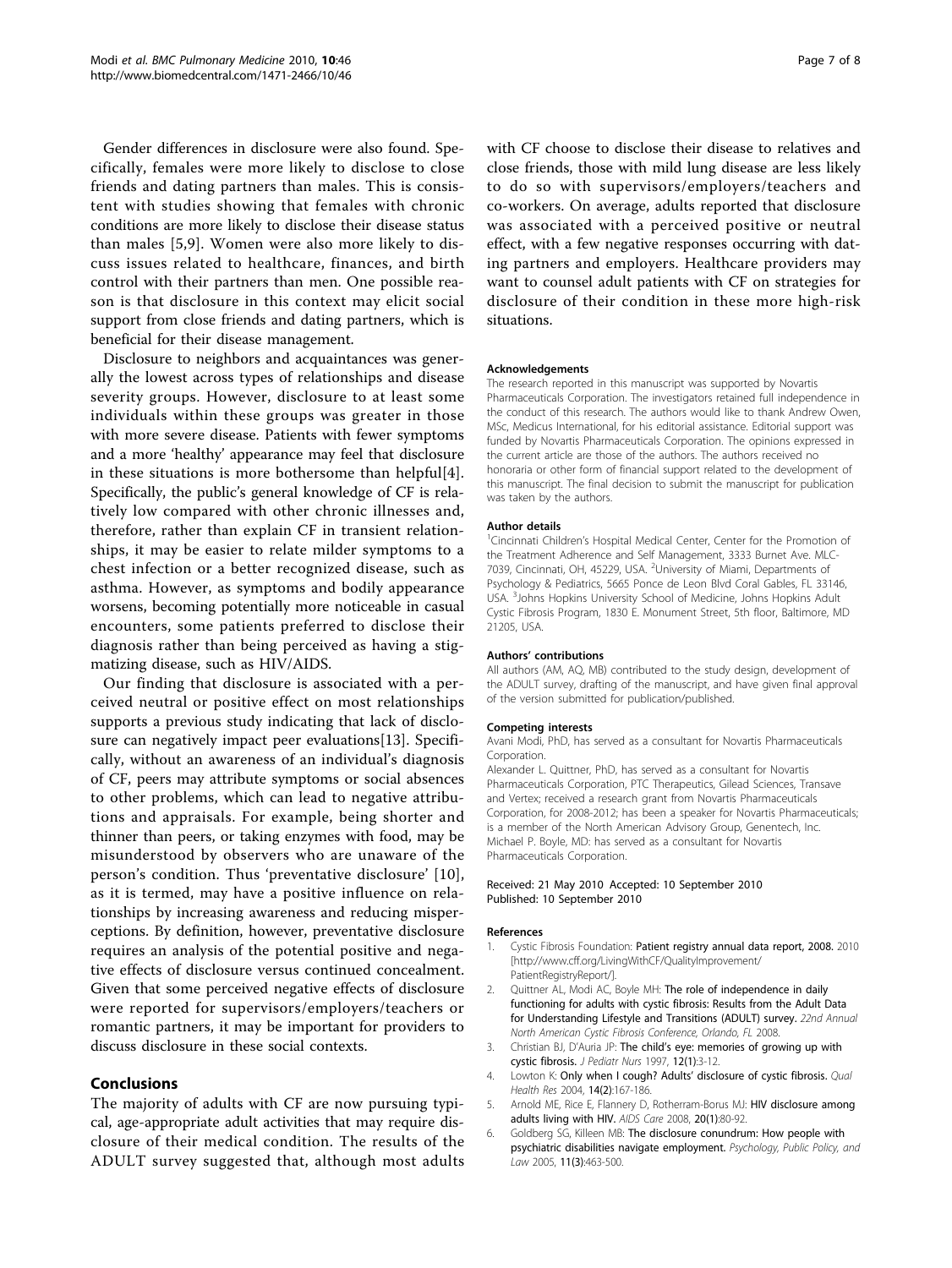Gender differences in disclosure were also found. Specifically, females were more likely to disclose to close friends and dating partners than males. This is consistent with studies showing that females with chronic conditions are more likely to disclose their disease status than males [5,9]. Women were also more likely to discuss issues related to healthcare, finances, and birth control with their partners than men. One possible reason is that disclosure in this context may elicit social support from close friends and dating partners, which is beneficial for their disease management.

Disclosure to neighbors and acquaintances was generally the lowest across types of relationships and disease severity groups. However, disclosure to at least some individuals within these groups was greater in those with more severe disease. Patients with fewer symptoms and a more 'healthy' appearance may feel that disclosure in these situations is more bothersome than helpful[4]. Specifically, the public's general knowledge of CF is relatively low compared with other chronic illnesses and, therefore, rather than explain CF in transient relationships, it may be easier to relate milder symptoms to a chest infection or a better recognized disease, such as asthma. However, as symptoms and bodily appearance worsens, becoming potentially more noticeable in casual encounters, some patients preferred to disclose their diagnosis rather than being perceived as having a stigmatizing disease, such as HIV/AIDS.

Our finding that disclosure is associated with a perceived neutral or positive effect on most relationships supports a previous study indicating that lack of disclosure can negatively impact peer evaluations[13]. Specifically, without an awareness of an individual's diagnosis of CF, peers may attribute symptoms or social absences to other problems, which can lead to negative attributions and appraisals. For example, being shorter and thinner than peers, or taking enzymes with food, may be misunderstood by observers who are unaware of the person's condition. Thus 'preventative disclosure' [10], as it is termed, may have a positive influence on relationships by increasing awareness and reducing misperceptions. By definition, however, preventative disclosure requires an analysis of the potential positive and negative effects of disclosure versus continued concealment. Given that some perceived negative effects of disclosure were reported for supervisors/employers/teachers or romantic partners, it may be important for providers to discuss disclosure in these social contexts.

## Conclusions

The majority of adults with CF are now pursuing typical, age-appropriate adult activities that may require disclosure of their medical condition. The results of the ADULT survey suggested that, although most adults with CF choose to disclose their disease to relatives and close friends, those with mild lung disease are less likely to do so with supervisors/employers/teachers and co-workers. On average, adults reported that disclosure was associated with a perceived positive or neutral effect, with a few negative responses occurring with dating partners and employers. Healthcare providers may want to counsel adult patients with CF on strategies for disclosure of their condition in these more high-risk situations.

#### Acknowledgements

The research reported in this manuscript was supported by Novartis Pharmaceuticals Corporation. The investigators retained full independence in the conduct of this research. The authors would like to thank Andrew Owen, MSc, Medicus International, for his editorial assistance. Editorial support was funded by Novartis Pharmaceuticals Corporation. The opinions expressed in the current article are those of the authors. The authors received no honoraria or other form of financial support related to the development of this manuscript. The final decision to submit the manuscript for publication was taken by the authors.

#### Author details

[1]Cincinnati Children's Hospital Medical Center, Center for the Promotion of the Treatment Adherence and Self Management, 3333 Burnet Ave. MLC-7039, Cincinnati, OH, 45229, USA. [2]University of Miami, Departments of Psychology & Pediatrics, 5665 Ponce de Leon Blvd Coral Gables, FL 33146, USA. [3]Johns Hopkins University School of Medicine, Johns Hopkins Adult Cystic Fibrosis Program, 1830 E. Monument Street, 5th floor, Baltimore, MD 21205, USA.

#### Authors' contributions

All authors (AM, AQ, MB) contributed to the study design, development of the ADULT survey, drafting of the manuscript, and have given final approval of the version submitted for publication/published.

#### Competing interests

Avani Modi, PhD, has served as a consultant for Novartis Pharmaceuticals Corporation.

Alexander L. Quittner, PhD, has served as a consultant for Novartis Pharmaceuticals Corporation, PTC Therapeutics, Gilead Sciences, Transave and Vertex; received a research grant from Novartis Pharmaceuticals Corporation, for 2008-2012; has been a speaker for Novartis Pharmaceuticals; is a member of the North American Advisory Group, Genentech, Inc.

Michael P. Boyle, MD: has served as a consultant for Novartis Pharmaceuticals Corporation.

Received: 21 May 2010 Accepted: 10 September 2010
Published: 10 September 2010

#### References

1. Cystic Fibrosis Foundation: **Patient registry annual data report, 2008.** 2010 [http://www.cff.org/LivingWithCF/QualityImprovement/PatientRegistryReport/].
2. Quittner AL, Modi AC, Boyle MH: **The role of independence in daily functioning for adults with cystic fibrosis: Results from the Adult Data for Understanding Lifestyle and Transitions (ADULT) survey.** *22nd Annual North American Cystic Fibrosis Conference, Orlando, FL* 2008.
3. Christian BJ, D'Auria JP: **The child's eye: memories of growing up with cystic fibrosis.** *J Pediatr Nurs* 1997, **12(1)**:3-12.
4. Lowton K: **Only when I cough? Adults' disclosure of cystic fibrosis.** *Qual Health Res* 2004, **14(2)**:167-186.
5. Arnold ME, Rice E, Flannery D, Rotherram-Borus MJ: **HIV disclosure among adults living with HIV.** *AIDS Care* 2008, **20(1)**:80-92.
6. Goldberg SG, Killeen MB: **The disclosure conundrum: How people with psychiatric disabilities navigate employment.** *Psychology, Public Policy, and Law* 2005, **11(3)**:463-500.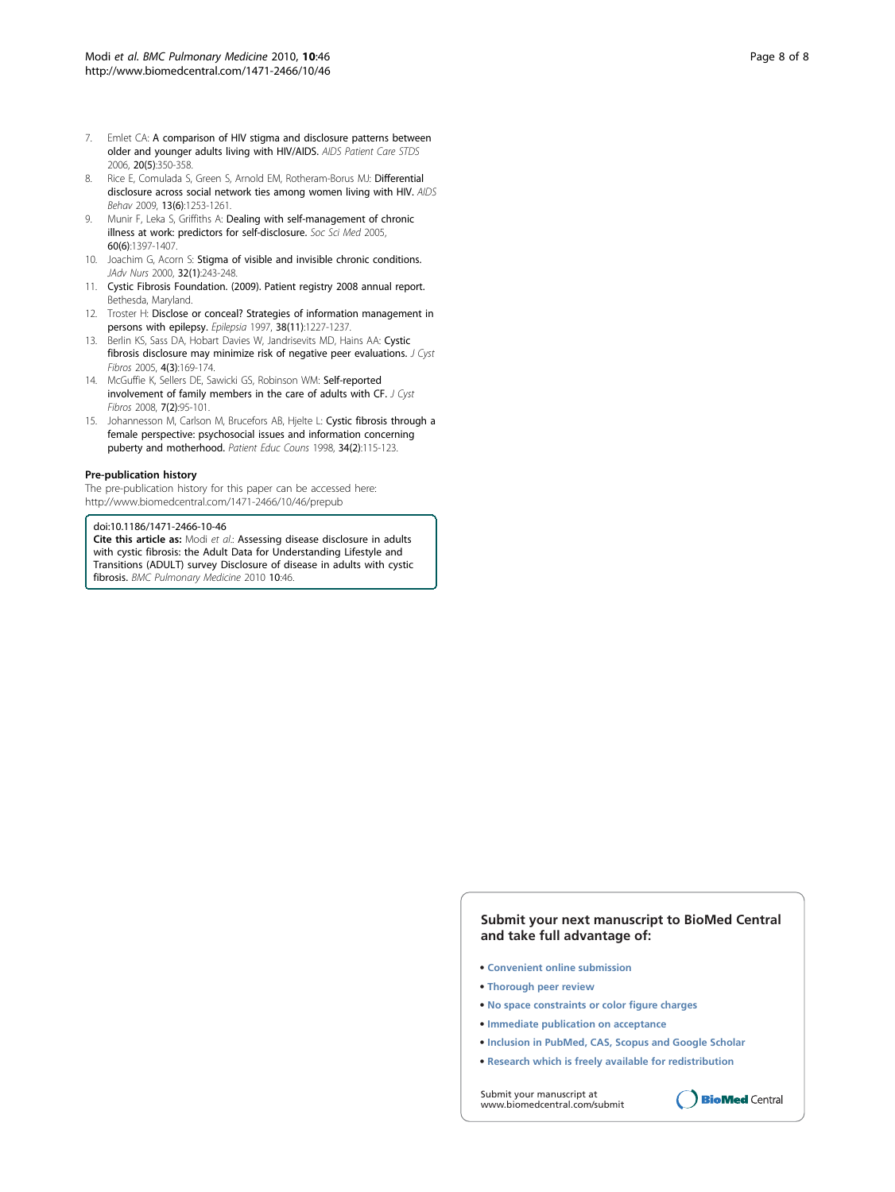7. Emlet CA: **A comparison of HIV stigma and disclosure patterns between older and younger adults living with HIV/AIDS.** *AIDS Patient Care STDS* 2006, **20(5)**:350-358.
8. Rice E, Comulada S, Green S, Arnold EM, Rotheram-Borus MJ: **Differential disclosure across social network ties among women living with HIV.** *AIDS Behav* 2009, **13(6)**:1253-1261.
9. Munir F, Leka S, Griffiths A: **Dealing with self-management of chronic illness at work: predictors for self-disclosure.** *Soc Sci Med* 2005, **60(6)**:1397-1407.
10. Joachim G, Acorn S: **Stigma of visible and invisible chronic conditions.** *JAdv Nurs* 2000, **32(1)**:243-248.
11. **Cystic Fibrosis Foundation. (2009). Patient registry 2008 annual report.** Bethesda, Maryland.
12. Troster H: **Disclose or conceal? Strategies of information management in persons with epilepsy.** *Epilepsia* 1997, **38(11)**:1227-1237.
13. Berlin KS, Sass DA, Hobart Davies W, Jandrisevits MD, Hains AA: **Cystic fibrosis disclosure may minimize risk of negative peer evaluations.** *J Cyst Fibros* 2005, **4(3)**:169-174.
14. McGuffie K, Sellers DE, Sawicki GS, Robinson WM: **Self-reported involvement of family members in the care of adults with CF.** *J Cyst Fibros* 2008, **7(2)**:95-101.
15. Johannesson M, Carlson M, Brucefors AB, Hjelte L: **Cystic fibrosis through a female perspective: psychosocial issues and information concerning puberty and motherhood.** *Patient Educ Couns* 1998, **34(2)**:115-123.

### Pre-publication history

The pre-publication history for this paper can be accessed here:
http://www.biomedcentral.com/1471-2466/10/46/prepub

doi:10.1186/1471-2466-10-46

**Cite this article as:** Modi *et al.*: Assessing disease disclosure in adults with cystic fibrosis: the Adult Data for Understanding Lifestyle and Transitions (ADULT) survey Disclosure of disease in adults with cystic fibrosis. *BMC Pulmonary Medicine* 2010 **10**:46.

**Submit your next manuscript to BioMed Central and take full advantage of:**

- Convenient online submission
- Thorough peer review
- No space constraints or color figure charges
- Immediate publication on acceptance
- Inclusion in PubMed, CAS, Scopus and Google Scholar
- Research which is freely available for redistribution

Submit your manuscript at
www.biomedcentral.com/submit

BioMed Central